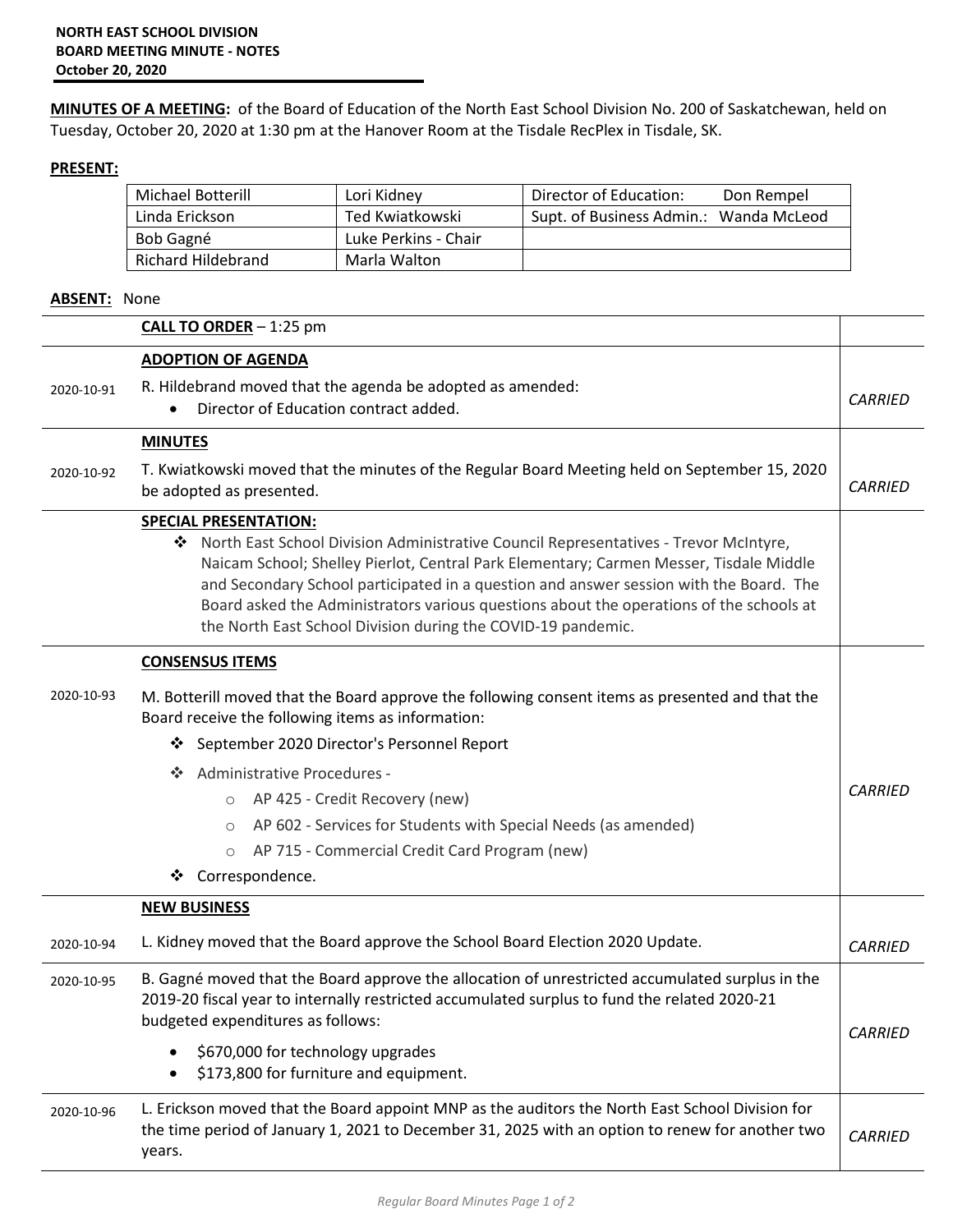**NORTH EAST SCHOOL DIVISION**
**BOARD MEETING MINUTE - NOTES**
**October 20, 2020**

**MINUTES OF A MEETING:** of the Board of Education of the North East School Division No. 200 of Saskatchewan, held on Tuesday, October 20, 2020 at 1:30 pm at the Hanover Room at the Tisdale RecPlex in Tisdale, SK.

**PRESENT:**

| | | |
|---|---|---|
| Michael Botterill | Lori Kidney | Director of Education: Don Rempel |
| Linda Erickson | Ted Kwiatkowski | Supt. of Business Admin.: Wanda McLeod |
| Bob Gagné | Luke Perkins - Chair | |
| Richard Hildebrand | Marla Walton | |

**ABSENT:** None

| | | |
|---|---|---|
| | **CALL TO ORDER** – 1:25 pm | |
| 2020-10-91 | **ADOPTION OF AGENDA**<br>R. Hildebrand moved that the agenda be adopted as amended:<br>• Director of Education contract added. | *CARRIED* |
| 2020-10-92 | **MINUTES**<br>T. Kwiatkowski moved that the minutes of the Regular Board Meeting held on September 15, 2020 be adopted as presented. | *CARRIED* |
| | **SPECIAL PRESENTATION:**<br>❖ North East School Division Administrative Council Representatives - Trevor McIntyre, Naicam School; Shelley Pierlot, Central Park Elementary; Carmen Messer, Tisdale Middle and Secondary School participated in a question and answer session with the Board. The Board asked the Administrators various questions about the operations of the schools at the North East School Division during the COVID-19 pandemic. | |
| 2020-10-93 | **CONSENSUS ITEMS**<br>M. Botterill moved that the Board approve the following consent items as presented and that the Board receive the following items as information:<br>❖ September 2020 Director's Personnel Report<br>❖ Administrative Procedures -<br>○ AP 425 - Credit Recovery (new)<br>○ AP 602 - Services for Students with Special Needs (as amended)<br>○ AP 715 - Commercial Credit Card Program (new)<br>❖ Correspondence. | *CARRIED* |
| 2020-10-94 | **NEW BUSINESS**<br>L. Kidney moved that the Board approve the School Board Election 2020 Update. | *CARRIED* |
| 2020-10-95 | B. Gagné moved that the Board approve the allocation of unrestricted accumulated surplus in the 2019-20 fiscal year to internally restricted accumulated surplus to fund the related 2020-21 budgeted expenditures as follows:<br>• $670,000 for technology upgrades<br>• $173,800 for furniture and equipment. | *CARRIED* |
| 2020-10-96 | L. Erickson moved that the Board appoint MNP as the auditors the North East School Division for the time period of January 1, 2021 to December 31, 2025 with an option to renew for another two years. | *CARRIED* |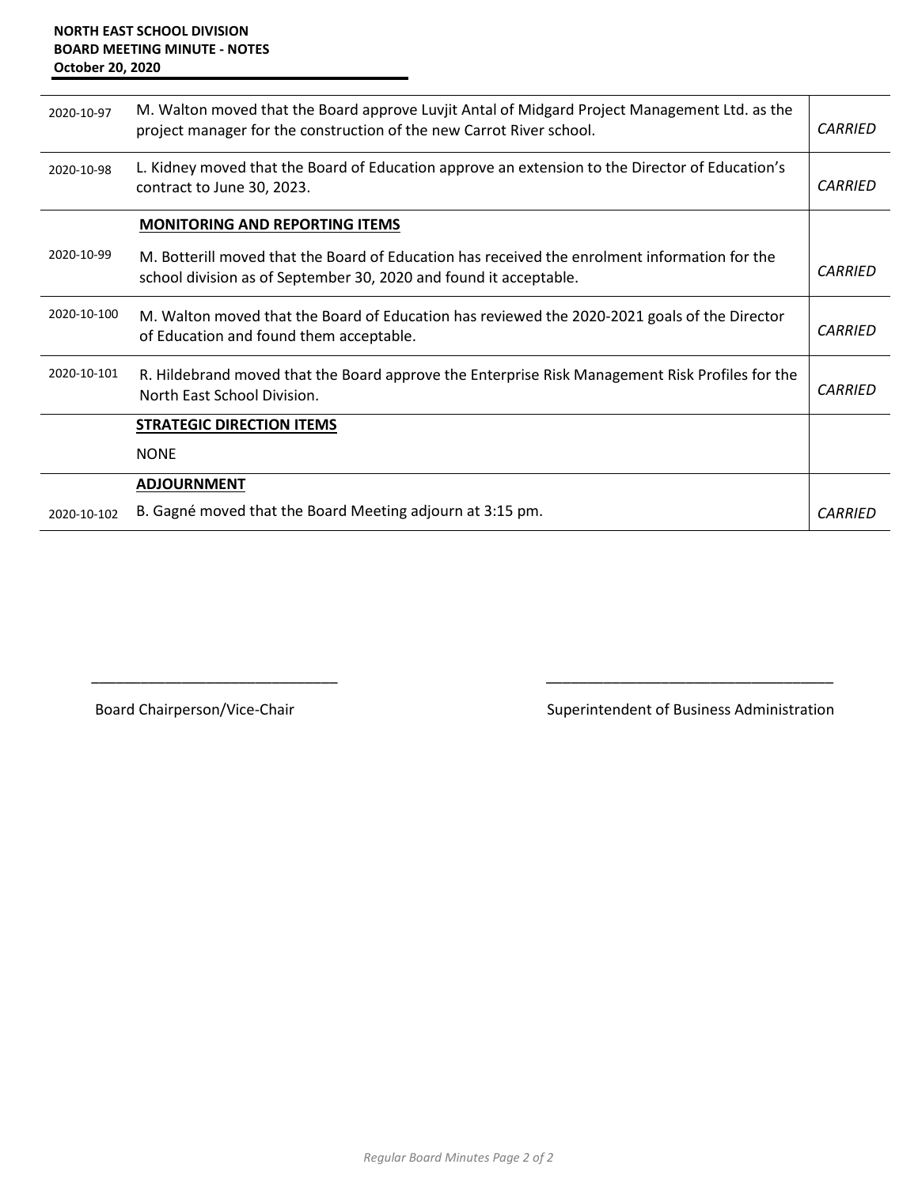**NORTH EAST SCHOOL DIVISION**
**BOARD MEETING MINUTE - NOTES**
**October 20, 2020**

| | | |
|---|---|---|
| 2020-10-97 | M. Walton moved that the Board approve Luvjit Antal of Midgard Project Management Ltd. as the project manager for the construction of the new Carrot River school. | *CARRIED* |
| 2020-10-98 | L. Kidney moved that the Board of Education approve an extension to the Director of Education's contract to June 30, 2023. | *CARRIED* |
| | **MONITORING AND REPORTING ITEMS** | |
| 2020-10-99 | M. Botterill moved that the Board of Education has received the enrolment information for the school division as of September 30, 2020 and found it acceptable. | *CARRIED* |
| 2020-10-100 | M. Walton moved that the Board of Education has reviewed the 2020-2021 goals of the Director of Education and found them acceptable. | *CARRIED* |
| 2020-10-101 | R. Hildebrand moved that the Board approve the Enterprise Risk Management Risk Profiles for the North East School Division. | *CARRIED* |
| | **STRATEGIC DIRECTION ITEMS** | |
| | NONE | |
| | **ADJOURNMENT** | |
| 2020-10-102 | B. Gagné moved that the Board Meeting adjourn at 3:15 pm. | *CARRIED* |

______________________________ Board Chairperson/Vice-Chair

______________________________ Superintendent of Business Administration